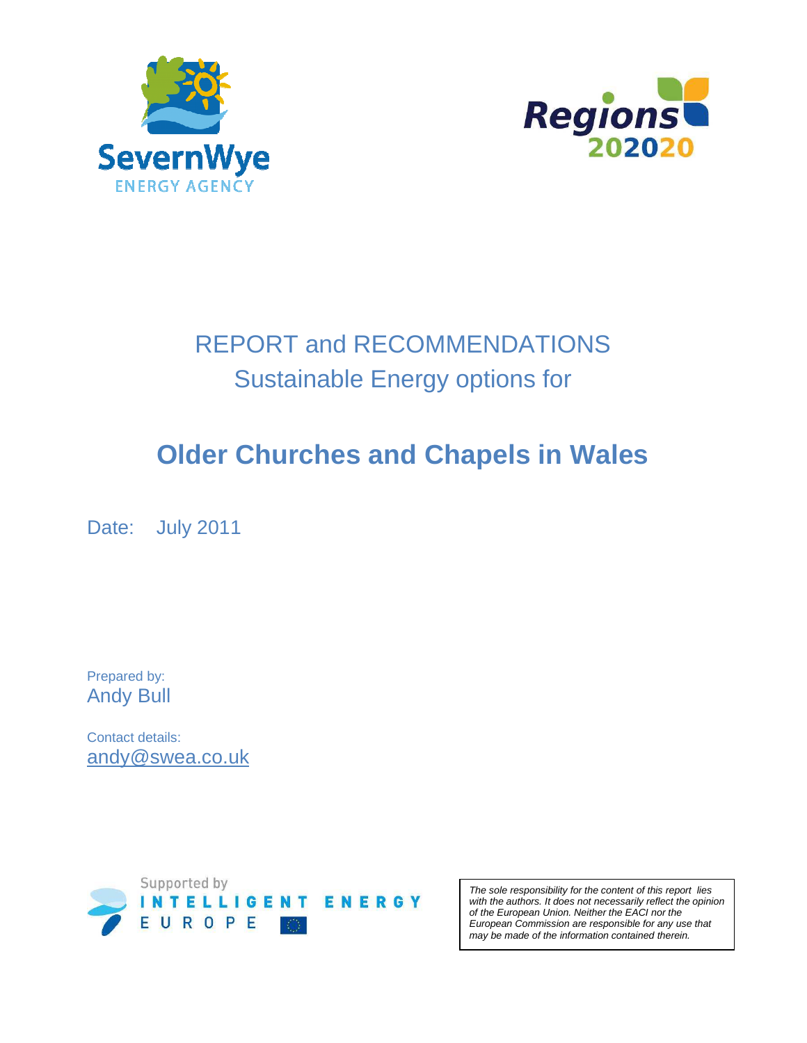SevernWye ENERGY AGENCY

Regions 202020

# REPORT and RECOMMENDATIONS
## Sustainable Energy options for

# Older Churches and Chapels in Wales

Date: July 2011

Prepared by:
Andy Bull

Contact details:
andy@swea.co.uk

Supported by INTELLIGENT ENERGY EUROPE

*The sole responsibility for the content of this report lies with the authors. It does not necessarily reflect the opinion of the European Union. Neither the EACI nor the European Commission are responsible for any use that may be made of the information contained therein.*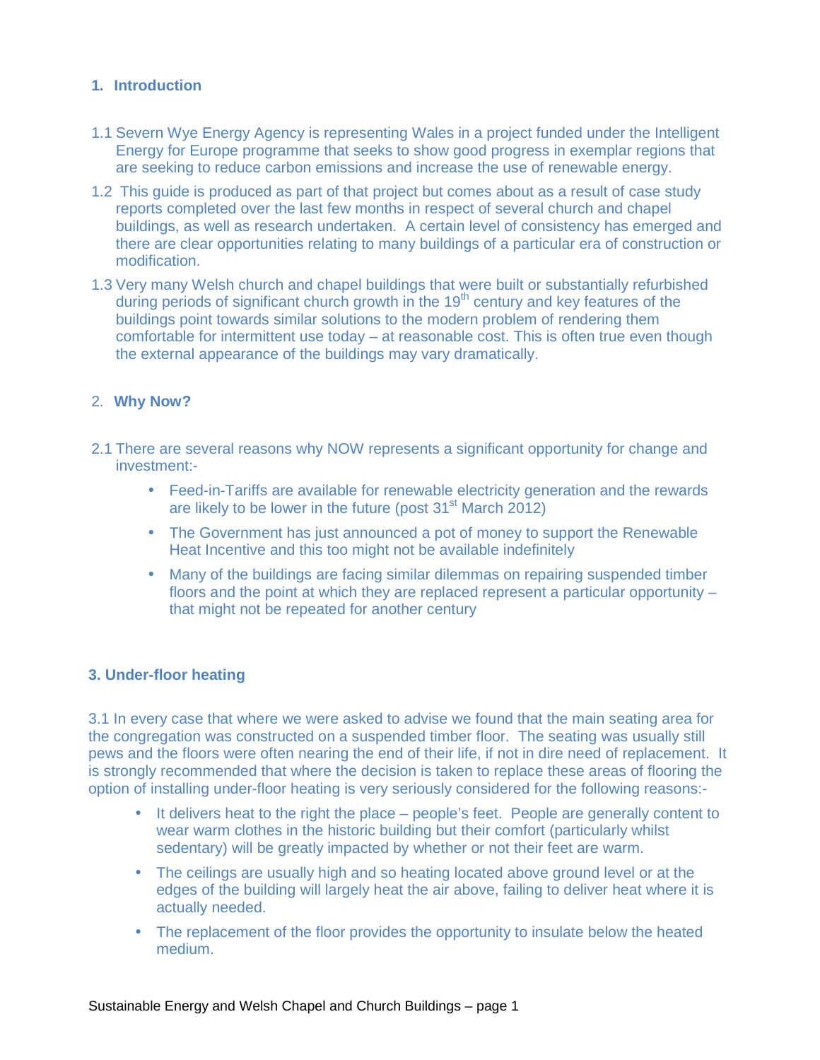## 1. Introduction

1.1 Severn Wye Energy Agency is representing Wales in a project funded under the Intelligent Energy for Europe programme that seeks to show good progress in exemplar regions that are seeking to reduce carbon emissions and increase the use of renewable energy.

1.2 This guide is produced as part of that project but comes about as a result of case study reports completed over the last few months in respect of several church and chapel buildings, as well as research undertaken. A certain level of consistency has emerged and there are clear opportunities relating to many buildings of a particular era of construction or modification.

1.3 Very many Welsh church and chapel buildings that were built or substantially refurbished during periods of significant church growth in the 19th century and key features of the buildings point towards similar solutions to the modern problem of rendering them comfortable for intermittent use today – at reasonable cost. This is often true even though the external appearance of the buildings may vary dramatically.

## 2. Why Now?

2.1 There are several reasons why NOW represents a significant opportunity for change and investment:-

- Feed-in-Tariffs are available for renewable electricity generation and the rewards are likely to be lower in the future (post 31st March 2012)
- The Government has just announced a pot of money to support the Renewable Heat Incentive and this too might not be available indefinitely
- Many of the buildings are facing similar dilemmas on repairing suspended timber floors and the point at which they are replaced represent a particular opportunity – that might not be repeated for another century

## 3. Under-floor heating

3.1 In every case that where we were asked to advise we found that the main seating area for the congregation was constructed on a suspended timber floor. The seating was usually still pews and the floors were often nearing the end of their life, if not in dire need of replacement. It is strongly recommended that where the decision is taken to replace these areas of flooring the option of installing under-floor heating is very seriously considered for the following reasons:-

- It delivers heat to the right the place – people's feet. People are generally content to wear warm clothes in the historic building but their comfort (particularly whilst sedentary) will be greatly impacted by whether or not their feet are warm.
- The ceilings are usually high and so heating located above ground level or at the edges of the building will largely heat the air above, failing to deliver heat where it is actually needed.
- The replacement of the floor provides the opportunity to insulate below the heated medium.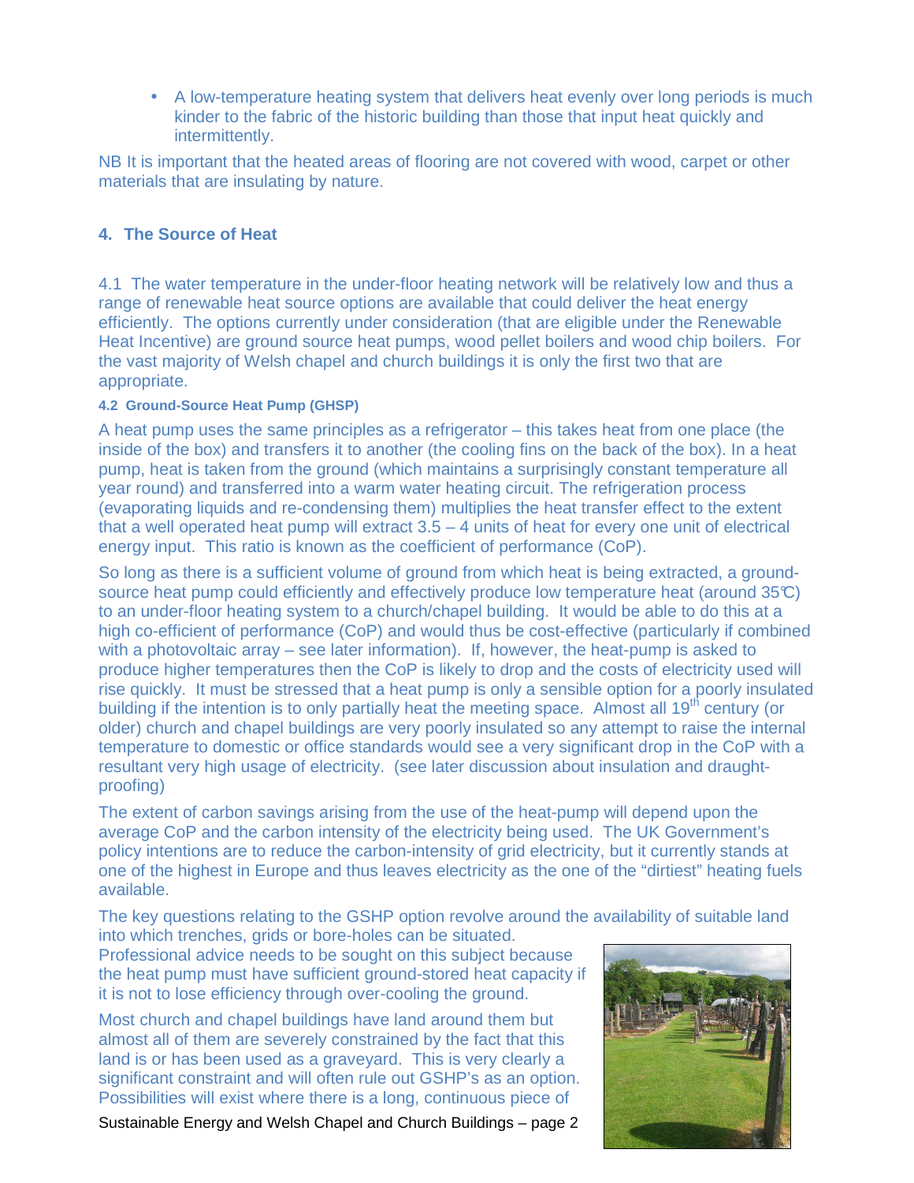- A low-temperature heating system that delivers heat evenly over long periods is much kinder to the fabric of the historic building than those that input heat quickly and intermittently.

NB It is important that the heated areas of flooring are not covered with wood, carpet or other materials that are insulating by nature.

## 4. The Source of Heat

4.1 The water temperature in the under-floor heating network will be relatively low and thus a range of renewable heat source options are available that could deliver the heat energy efficiently. The options currently under consideration (that are eligible under the Renewable Heat Incentive) are ground source heat pumps, wood pellet boilers and wood chip boilers. For the vast majority of Welsh chapel and church buildings it is only the first two that are appropriate.

#### 4.2 Ground-Source Heat Pump (GHSP)

A heat pump uses the same principles as a refrigerator – this takes heat from one place (the inside of the box) and transfers it to another (the cooling fins on the back of the box). In a heat pump, heat is taken from the ground (which maintains a surprisingly constant temperature all year round) and transferred into a warm water heating circuit. The refrigeration process (evaporating liquids and re-condensing them) multiplies the heat transfer effect to the extent that a well operated heat pump will extract 3.5 – 4 units of heat for every one unit of electrical energy input. This ratio is known as the coefficient of performance (CoP).

So long as there is a sufficient volume of ground from which heat is being extracted, a ground-source heat pump could efficiently and effectively produce low temperature heat (around 35℃) to an under-floor heating system to a church/chapel building. It would be able to do this at a high co-efficient of performance (CoP) and would thus be cost-effective (particularly if combined with a photovoltaic array – see later information). If, however, the heat-pump is asked to produce higher temperatures then the CoP is likely to drop and the costs of electricity used will rise quickly. It must be stressed that a heat pump is only a sensible option for a poorly insulated building if the intention is to only partially heat the meeting space. Almost all 19th century (or older) church and chapel buildings are very poorly insulated so any attempt to raise the internal temperature to domestic or office standards would see a very significant drop in the CoP with a resultant very high usage of electricity. (see later discussion about insulation and draught-proofing)

The extent of carbon savings arising from the use of the heat-pump will depend upon the average CoP and the carbon intensity of the electricity being used. The UK Government's policy intentions are to reduce the carbon-intensity of grid electricity, but it currently stands at one of the highest in Europe and thus leaves electricity as the one of the "dirtiest" heating fuels available.

The key questions relating to the GSHP option revolve around the availability of suitable land into which trenches, grids or bore-holes can be situated. Professional advice needs to be sought on this subject because the heat pump must have sufficient ground-stored heat capacity if it is not to lose efficiency through over-cooling the ground.

Most church and chapel buildings have land around them but almost all of them are severely constrained by the fact that this land is or has been used as a graveyard. This is very clearly a significant constraint and will often rule out GSHP's as an option. Possibilities will exist where there is a long, continuous piece of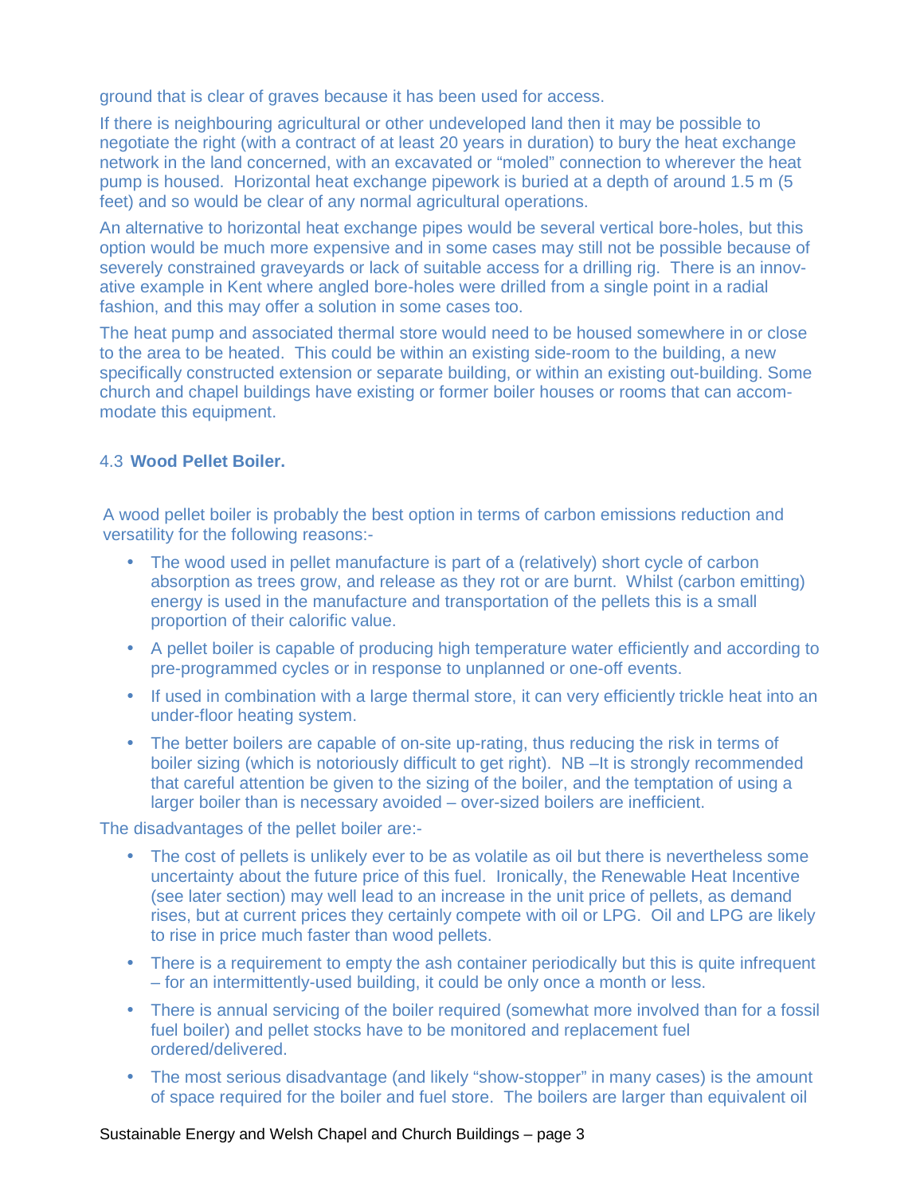ground that is clear of graves because it has been used for access.

If there is neighbouring agricultural or other undeveloped land then it may be possible to negotiate the right (with a contract of at least 20 years in duration) to bury the heat exchange network in the land concerned, with an excavated or "moled" connection to wherever the heat pump is housed. Horizontal heat exchange pipework is buried at a depth of around 1.5 m (5 feet) and so would be clear of any normal agricultural operations.

An alternative to horizontal heat exchange pipes would be several vertical bore-holes, but this option would be much more expensive and in some cases may still not be possible because of severely constrained graveyards or lack of suitable access for a drilling rig. There is an innovative example in Kent where angled bore-holes were drilled from a single point in a radial fashion, and this may offer a solution in some cases too.

The heat pump and associated thermal store would need to be housed somewhere in or close to the area to be heated. This could be within an existing side-room to the building, a new specifically constructed extension or separate building, or within an existing out-building. Some church and chapel buildings have existing or former boiler houses or rooms that can accommodate this equipment.

### 4.3 **Wood Pellet Boiler.**

A wood pellet boiler is probably the best option in terms of carbon emissions reduction and versatility for the following reasons:-

- The wood used in pellet manufacture is part of a (relatively) short cycle of carbon absorption as trees grow, and release as they rot or are burnt. Whilst (carbon emitting) energy is used in the manufacture and transportation of the pellets this is a small proportion of their calorific value.
- A pellet boiler is capable of producing high temperature water efficiently and according to pre-programmed cycles or in response to unplanned or one-off events.
- If used in combination with a large thermal store, it can very efficiently trickle heat into an under-floor heating system.
- The better boilers are capable of on-site up-rating, thus reducing the risk in terms of boiler sizing (which is notoriously difficult to get right). NB –It is strongly recommended that careful attention be given to the sizing of the boiler, and the temptation of using a larger boiler than is necessary avoided – over-sized boilers are inefficient.

The disadvantages of the pellet boiler are:-

- The cost of pellets is unlikely ever to be as volatile as oil but there is nevertheless some uncertainty about the future price of this fuel. Ironically, the Renewable Heat Incentive (see later section) may well lead to an increase in the unit price of pellets, as demand rises, but at current prices they certainly compete with oil or LPG. Oil and LPG are likely to rise in price much faster than wood pellets.
- There is a requirement to empty the ash container periodically but this is quite infrequent – for an intermittently-used building, it could be only once a month or less.
- There is annual servicing of the boiler required (somewhat more involved than for a fossil fuel boiler) and pellet stocks have to be monitored and replacement fuel ordered/delivered.
- The most serious disadvantage (and likely "show-stopper" in many cases) is the amount of space required for the boiler and fuel store. The boilers are larger than equivalent oil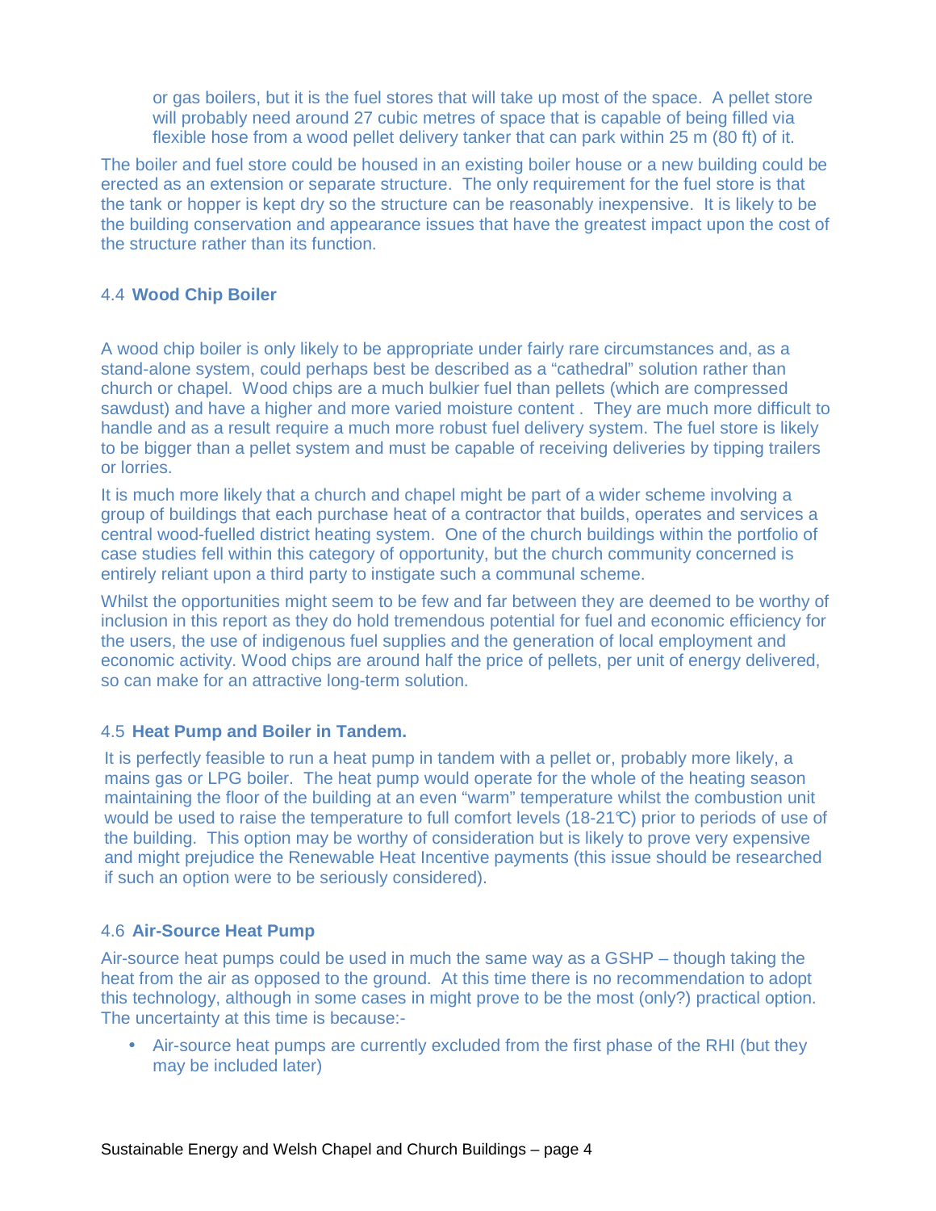or gas boilers, but it is the fuel stores that will take up most of the space. A pellet store will probably need around 27 cubic metres of space that is capable of being filled via flexible hose from a wood pellet delivery tanker that can park within 25 m (80 ft) of it.

The boiler and fuel store could be housed in an existing boiler house or a new building could be erected as an extension or separate structure. The only requirement for the fuel store is that the tank or hopper is kept dry so the structure can be reasonably inexpensive. It is likely to be the building conservation and appearance issues that have the greatest impact upon the cost of the structure rather than its function.

### 4.4 **Wood Chip Boiler**

A wood chip boiler is only likely to be appropriate under fairly rare circumstances and, as a stand-alone system, could perhaps best be described as a "cathedral" solution rather than church or chapel. Wood chips are a much bulkier fuel than pellets (which are compressed sawdust) and have a higher and more varied moisture content . They are much more difficult to handle and as a result require a much more robust fuel delivery system. The fuel store is likely to be bigger than a pellet system and must be capable of receiving deliveries by tipping trailers or lorries.

It is much more likely that a church and chapel might be part of a wider scheme involving a group of buildings that each purchase heat of a contractor that builds, operates and services a central wood-fuelled district heating system. One of the church buildings within the portfolio of case studies fell within this category of opportunity, but the church community concerned is entirely reliant upon a third party to instigate such a communal scheme.

Whilst the opportunities might seem to be few and far between they are deemed to be worthy of inclusion in this report as they do hold tremendous potential for fuel and economic efficiency for the users, the use of indigenous fuel supplies and the generation of local employment and economic activity. Wood chips are around half the price of pellets, per unit of energy delivered, so can make for an attractive long-term solution.

### 4.5 **Heat Pump and Boiler in Tandem.**

It is perfectly feasible to run a heat pump in tandem with a pellet or, probably more likely, a mains gas or LPG boiler. The heat pump would operate for the whole of the heating season maintaining the floor of the building at an even "warm" temperature whilst the combustion unit would be used to raise the temperature to full comfort levels (18-21℃) prior to periods of use of the building. This option may be worthy of consideration but is likely to prove very expensive and might prejudice the Renewable Heat Incentive payments (this issue should be researched if such an option were to be seriously considered).

### 4.6 **Air-Source Heat Pump**

Air-source heat pumps could be used in much the same way as a GSHP – though taking the heat from the air as opposed to the ground. At this time there is no recommendation to adopt this technology, although in some cases in might prove to be the most (only?) practical option. The uncertainty at this time is because:-

- Air-source heat pumps are currently excluded from the first phase of the RHI (but they may be included later)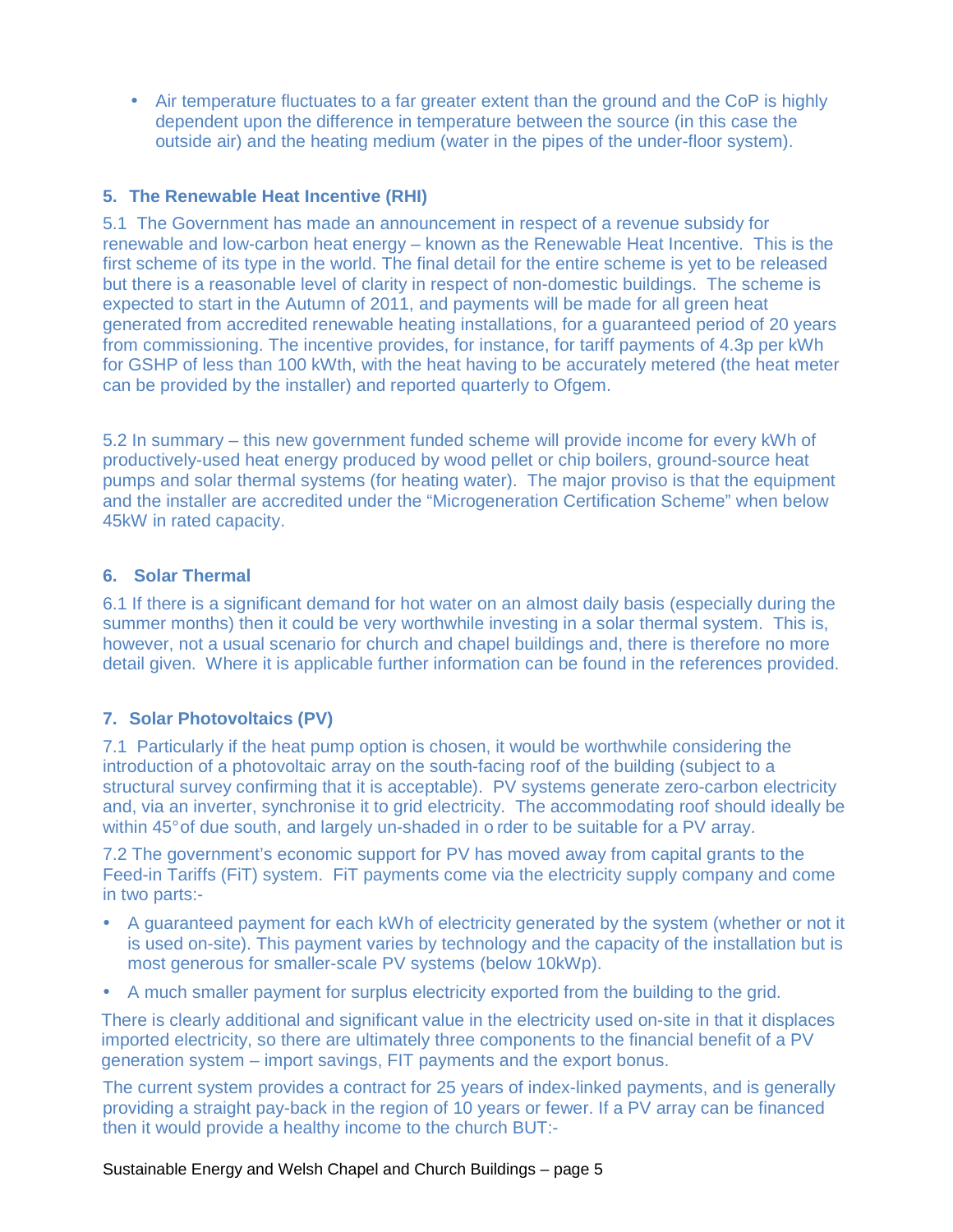- Air temperature fluctuates to a far greater extent than the ground and the CoP is highly dependent upon the difference in temperature between the source (in this case the outside air) and the heating medium (water in the pipes of the under-floor system).

## 5. The Renewable Heat Incentive (RHI)

5.1 The Government has made an announcement in respect of a revenue subsidy for renewable and low-carbon heat energy – known as the Renewable Heat Incentive. This is the first scheme of its type in the world. The final detail for the entire scheme is yet to be released but there is a reasonable level of clarity in respect of non-domestic buildings. The scheme is expected to start in the Autumn of 2011, and payments will be made for all green heat generated from accredited renewable heating installations, for a guaranteed period of 20 years from commissioning. The incentive provides, for instance, for tariff payments of 4.3p per kWh for GSHP of less than 100 kWth, with the heat having to be accurately metered (the heat meter can be provided by the installer) and reported quarterly to Ofgem.

5.2 In summary – this new government funded scheme will provide income for every kWh of productively-used heat energy produced by wood pellet or chip boilers, ground-source heat pumps and solar thermal systems (for heating water). The major proviso is that the equipment and the installer are accredited under the "Microgeneration Certification Scheme" when below 45kW in rated capacity.

## 6. Solar Thermal

6.1 If there is a significant demand for hot water on an almost daily basis (especially during the summer months) then it could be very worthwhile investing in a solar thermal system. This is, however, not a usual scenario for church and chapel buildings and, there is therefore no more detail given. Where it is applicable further information can be found in the references provided.

## 7. Solar Photovoltaics (PV)

7.1 Particularly if the heat pump option is chosen, it would be worthwhile considering the introduction of a photovoltaic array on the south-facing roof of the building (subject to a structural survey confirming that it is acceptable). PV systems generate zero-carbon electricity and, via an inverter, synchronise it to grid electricity. The accommodating roof should ideally be within 45° of due south, and largely un-shaded in order to be suitable for a PV array.

7.2 The government's economic support for PV has moved away from capital grants to the Feed-in Tariffs (FiT) system. FiT payments come via the electricity supply company and come in two parts:-

- A guaranteed payment for each kWh of electricity generated by the system (whether or not it is used on-site). This payment varies by technology and the capacity of the installation but is most generous for smaller-scale PV systems (below 10kWp).
- A much smaller payment for surplus electricity exported from the building to the grid.

There is clearly additional and significant value in the electricity used on-site in that it displaces imported electricity, so there are ultimately three components to the financial benefit of a PV generation system – import savings, FIT payments and the export bonus.

The current system provides a contract for 25 years of index-linked payments, and is generally providing a straight pay-back in the region of 10 years or fewer. If a PV array can be financed then it would provide a healthy income to the church BUT:-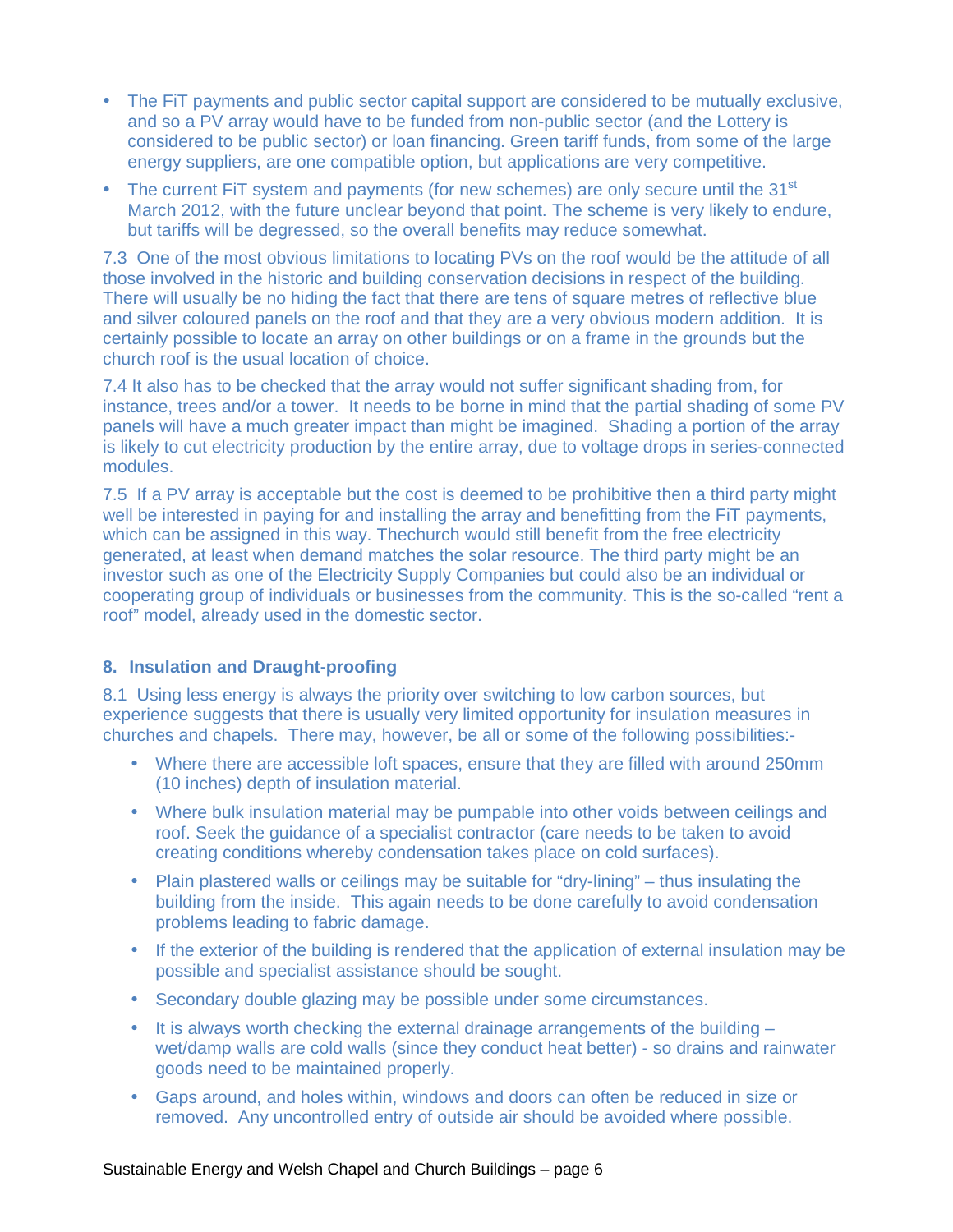- The FiT payments and public sector capital support are considered to be mutually exclusive, and so a PV array would have to be funded from non-public sector (and the Lottery is considered to be public sector) or loan financing. Green tariff funds, from some of the large energy suppliers, are one compatible option, but applications are very competitive.
- The current FiT system and payments (for new schemes) are only secure until the 31st March 2012, with the future unclear beyond that point. The scheme is very likely to endure, but tariffs will be degressed, so the overall benefits may reduce somewhat.

7.3 One of the most obvious limitations to locating PVs on the roof would be the attitude of all those involved in the historic and building conservation decisions in respect of the building. There will usually be no hiding the fact that there are tens of square metres of reflective blue and silver coloured panels on the roof and that they are a very obvious modern addition. It is certainly possible to locate an array on other buildings or on a frame in the grounds but the church roof is the usual location of choice.

7.4 It also has to be checked that the array would not suffer significant shading from, for instance, trees and/or a tower. It needs to be borne in mind that the partial shading of some PV panels will have a much greater impact than might be imagined. Shading a portion of the array is likely to cut electricity production by the entire array, due to voltage drops in series-connected modules.

7.5 If a PV array is acceptable but the cost is deemed to be prohibitive then a third party might well be interested in paying for and installing the array and benefitting from the FiT payments, which can be assigned in this way. Thechurch would still benefit from the free electricity generated, at least when demand matches the solar resource. The third party might be an investor such as one of the Electricity Supply Companies but could also be an individual or cooperating group of individuals or businesses from the community. This is the so-called "rent a roof" model, already used in the domestic sector.

## 8. Insulation and Draught-proofing

8.1 Using less energy is always the priority over switching to low carbon sources, but experience suggests that there is usually very limited opportunity for insulation measures in churches and chapels. There may, however, be all or some of the following possibilities:-

- Where there are accessible loft spaces, ensure that they are filled with around 250mm (10 inches) depth of insulation material.
- Where bulk insulation material may be pumpable into other voids between ceilings and roof. Seek the guidance of a specialist contractor (care needs to be taken to avoid creating conditions whereby condensation takes place on cold surfaces).
- Plain plastered walls or ceilings may be suitable for "dry-lining" – thus insulating the building from the inside. This again needs to be done carefully to avoid condensation problems leading to fabric damage.
- If the exterior of the building is rendered that the application of external insulation may be possible and specialist assistance should be sought.
- Secondary double glazing may be possible under some circumstances.
- It is always worth checking the external drainage arrangements of the building – wet/damp walls are cold walls (since they conduct heat better) - so drains and rainwater goods need to be maintained properly.
- Gaps around, and holes within, windows and doors can often be reduced in size or removed. Any uncontrolled entry of outside air should be avoided where possible.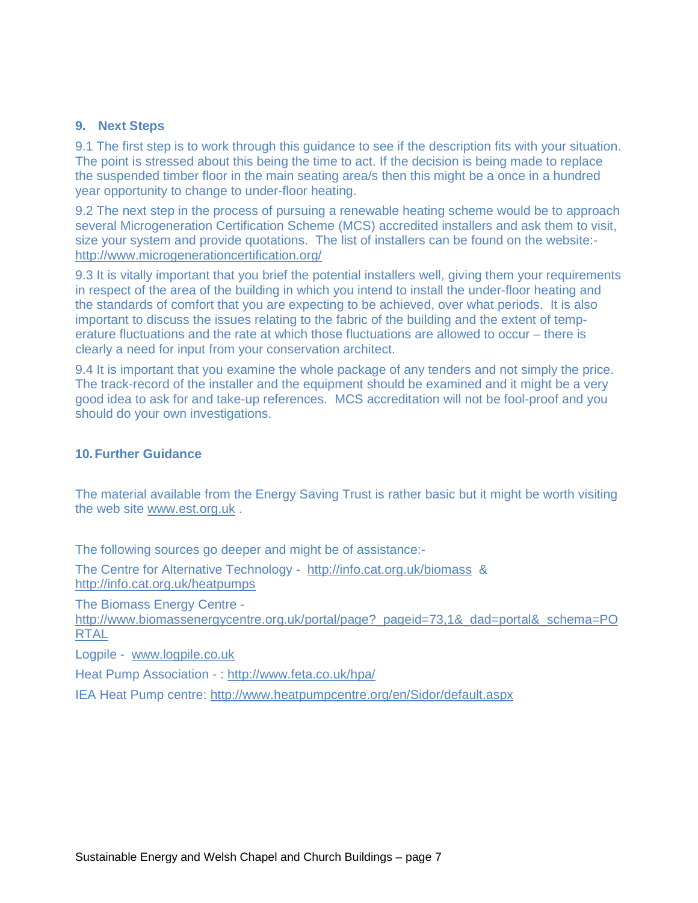## 9. Next Steps

9.1 The first step is to work through this guidance to see if the description fits with your situation. The point is stressed about this being the time to act. If the decision is being made to replace the suspended timber floor in the main seating area/s then this might be a once in a hundred year opportunity to change to under-floor heating.

9.2 The next step in the process of pursuing a renewable heating scheme would be to approach several Microgeneration Certification Scheme (MCS) accredited installers and ask them to visit, size your system and provide quotations. The list of installers can be found on the website:- http://www.microgenerationcertification.org/

9.3 It is vitally important that you brief the potential installers well, giving them your requirements in respect of the area of the building in which you intend to install the under-floor heating and the standards of comfort that you are expecting to be achieved, over what periods. It is also important to discuss the issues relating to the fabric of the building and the extent of temperature fluctuations and the rate at which those fluctuations are allowed to occur – there is clearly a need for input from your conservation architect.

9.4 It is important that you examine the whole package of any tenders and not simply the price. The track-record of the installer and the equipment should be examined and it might be a very good idea to ask for and take-up references. MCS accreditation will not be fool-proof and you should do your own investigations.

## 10. Further Guidance

The material available from the Energy Saving Trust is rather basic but it might be worth visiting the web site www.est.org.uk .

The following sources go deeper and might be of assistance:-

The Centre for Alternative Technology - http://info.cat.org.uk/biomass & http://info.cat.org.uk/heatpumps

The Biomass Energy Centre - http://www.biomassenergycentre.org.uk/portal/page?_pageid=73,1&_dad=portal&_schema=PORTAL

Logpile - www.logpile.co.uk

Heat Pump Association - : http://www.feta.co.uk/hpa/

IEA Heat Pump centre: http://www.heatpumpcentre.org/en/Sidor/default.aspx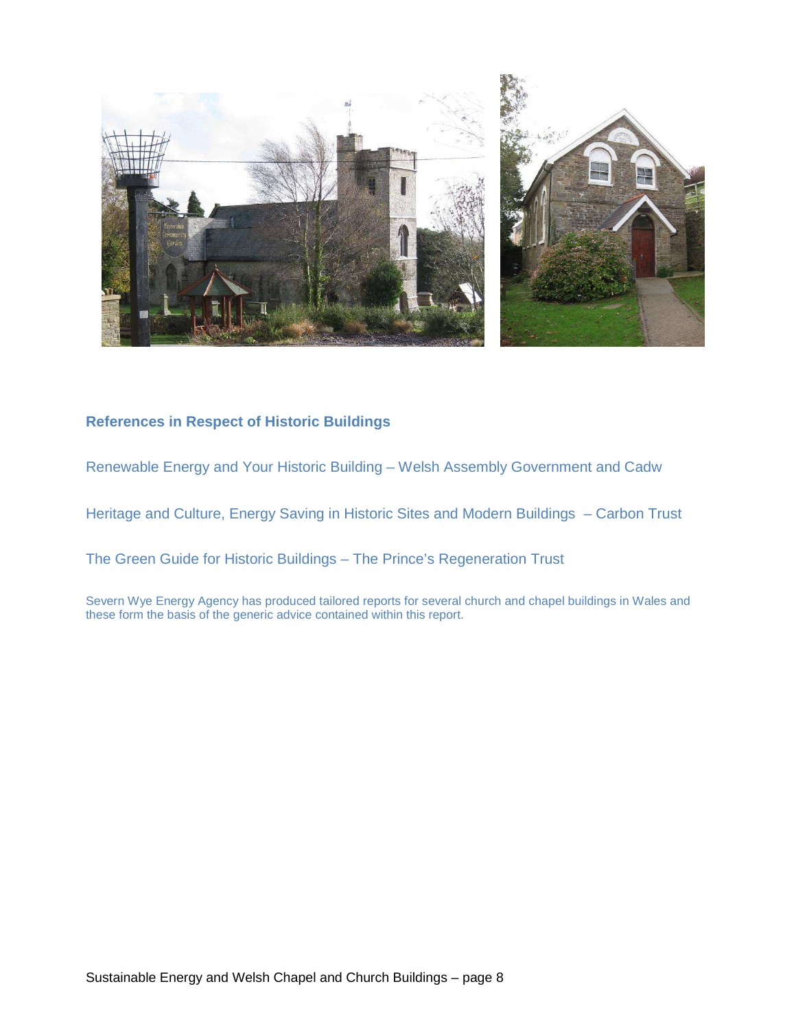## References in Respect of Historic Buildings

Renewable Energy and Your Historic Building – Welsh Assembly Government and Cadw

Heritage and Culture, Energy Saving in Historic Sites and Modern Buildings – Carbon Trust

The Green Guide for Historic Buildings – The Prince's Regeneration Trust

Severn Wye Energy Agency has produced tailored reports for several church and chapel buildings in Wales and these form the basis of the generic advice contained within this report.